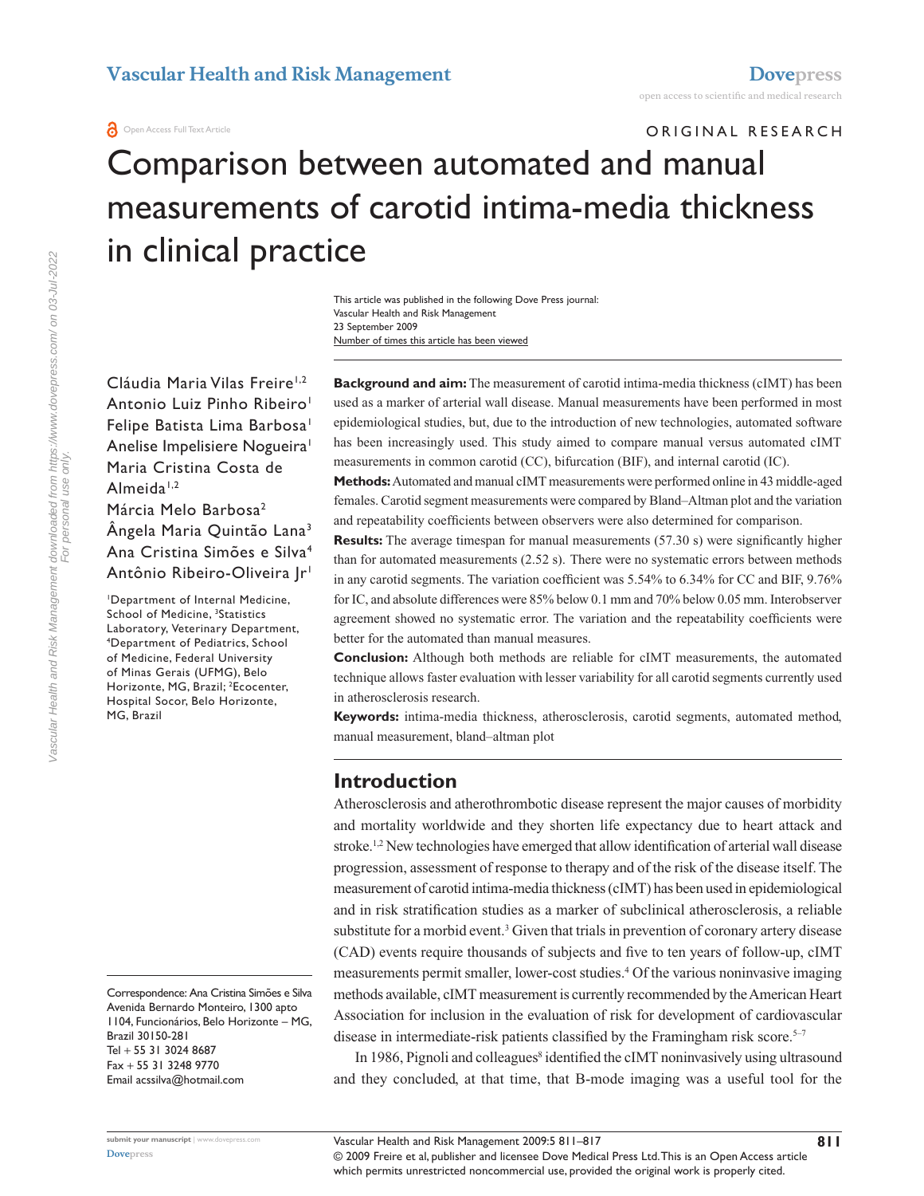ORIGINAL RESEARCH

# Comparison between automated and manual measurements of carotid intima-media thickness in clinical practice

This article was published in the following Dove Press journal:
Vascular Health and Risk Management
23 September 2009
Number of times this article has been viewed

Cláudia Maria Vilas Freire[1,2]
Antonio Luiz Pinho Ribeiro[1]
Felipe Batista Lima Barbosa[1]
Anelise Impelisiere Nogueira[1]
Maria Cristina Costa de Almeida[1,2]
Márcia Melo Barbosa[2]
Ângela Maria Quintão Lana[3]
Ana Cristina Simões e Silva[4]
Antônio Ribeiro-Oliveira Jr[1]

[1]Department of Internal Medicine, School of Medicine, [3]Statistics Laboratory, Veterinary Department, [4]Department of Pediatrics, School of Medicine, Federal University of Minas Gerais (UFMG), Belo Horizonte, MG, Brazil; [2]Ecocenter, Hospital Socor, Belo Horizonte, MG, Brazil

Correspondence: Ana Cristina Simões e Silva
Avenida Bernardo Monteiro, 1300 apto 1104, Funcionários, Belo Horizonte – MG, Brazil 30150-281
Tel + 55 31 3024 8687
Fax + 55 31 3248 9770
Email acssilva@hotmail.com

**Background and aim:** The measurement of carotid intima-media thickness (cIMT) has been used as a marker of arterial wall disease. Manual measurements have been performed in most epidemiological studies, but, due to the introduction of new technologies, automated software has been increasingly used. This study aimed to compare manual versus automated cIMT measurements in common carotid (CC), bifurcation (BIF), and internal carotid (IC).

**Methods:** Automated and manual cIMT measurements were performed online in 43 middle-aged females. Carotid segment measurements were compared by Bland–Altman plot and the variation and repeatability coefficients between observers were also determined for comparison.

**Results:** The average timespan for manual measurements (57.30 s) were significantly higher than for automated measurements (2.52 s). There were no systematic errors between methods in any carotid segments. The variation coefficient was 5.54% to 6.34% for CC and BIF, 9.76% for IC, and absolute differences were 85% below 0.1 mm and 70% below 0.05 mm. Interobserver agreement showed no systematic error. The variation and the repeatability coefficients were better for the automated than manual measures.

**Conclusion:** Although both methods are reliable for cIMT measurements, the automated technique allows faster evaluation with lesser variability for all carotid segments currently used in atherosclerosis research.

**Keywords:** intima-media thickness, atherosclerosis, carotid segments, automated method, manual measurement, bland–altman plot

## Introduction

Atherosclerosis and atherothrombotic disease represent the major causes of morbidity and mortality worldwide and they shorten life expectancy due to heart attack and stroke.[1,2] New technologies have emerged that allow identification of arterial wall disease progression, assessment of response to therapy and of the risk of the disease itself. The measurement of carotid intima-media thickness (cIMT) has been used in epidemiological and in risk stratification studies as a marker of subclinical atherosclerosis, a reliable substitute for a morbid event.[3] Given that trials in prevention of coronary artery disease (CAD) events require thousands of subjects and five to ten years of follow-up, cIMT measurements permit smaller, lower-cost studies.[4] Of the various noninvasive imaging methods available, cIMT measurement is currently recommended by the American Heart Association for inclusion in the evaluation of risk for development of cardiovascular disease in intermediate-risk patients classified by the Framingham risk score.[5–7]

In 1986, Pignoli and colleagues[8] identified the cIMT noninvasively using ultrasound and they concluded, at that time, that B-mode imaging was a useful tool for the

© 2009 Freire et al, publisher and licensee Dove Medical Press Ltd. This is an Open Access article which permits unrestricted noncommercial use, provided the original work is properly cited.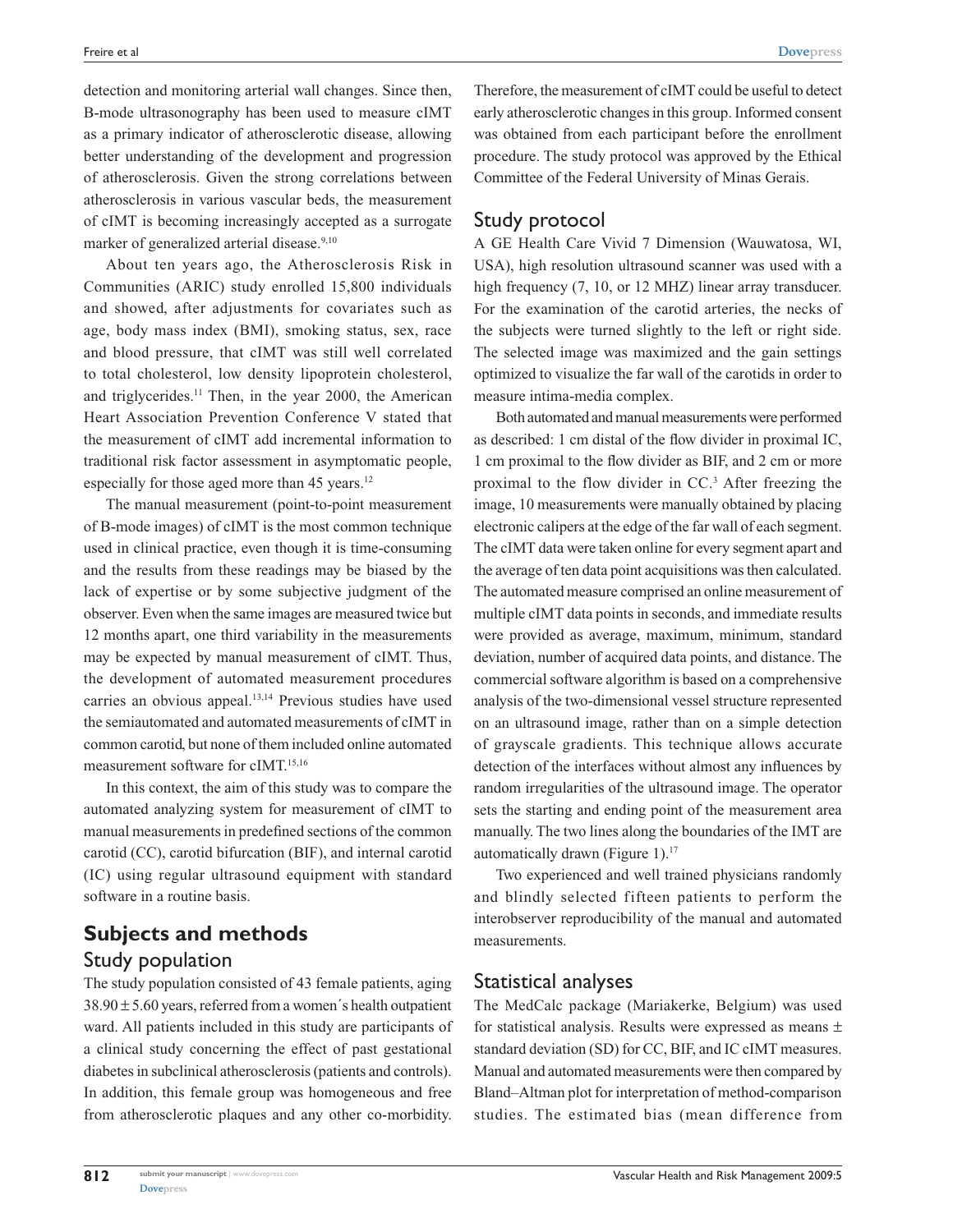detection and monitoring arterial wall changes. Since then, B-mode ultrasonography has been used to measure cIMT as a primary indicator of atherosclerotic disease, allowing better understanding of the development and progression of atherosclerosis. Given the strong correlations between atherosclerosis in various vascular beds, the measurement of cIMT is becoming increasingly accepted as a surrogate marker of generalized arterial disease.[9,10]

About ten years ago, the Atherosclerosis Risk in Communities (ARIC) study enrolled 15,800 individuals and showed, after adjustments for covariates such as age, body mass index (BMI), smoking status, sex, race and blood pressure, that cIMT was still well correlated to total cholesterol, low density lipoprotein cholesterol, and triglycerides.[11] Then, in the year 2000, the American Heart Association Prevention Conference V stated that the measurement of cIMT add incremental information to traditional risk factor assessment in asymptomatic people, especially for those aged more than 45 years.[12]

The manual measurement (point-to-point measurement of B-mode images) of cIMT is the most common technique used in clinical practice, even though it is time-consuming and the results from these readings may be biased by the lack of expertise or by some subjective judgment of the observer. Even when the same images are measured twice but 12 months apart, one third variability in the measurements may be expected by manual measurement of cIMT. Thus, the development of automated measurement procedures carries an obvious appeal.[13,14] Previous studies have used the semiautomated and automated measurements of cIMT in common carotid, but none of them included online automated measurement software for cIMT.[15,16]

In this context, the aim of this study was to compare the automated analyzing system for measurement of cIMT to manual measurements in predefined sections of the common carotid (CC), carotid bifurcation (BIF), and internal carotid (IC) using regular ultrasound equipment with standard software in a routine basis.

## Subjects and methods

### Study population

The study population consisted of 43 female patients, aging 38.90 ± 5.60 years, referred from a women´s health outpatient ward. All patients included in this study are participants of a clinical study concerning the effect of past gestational diabetes in subclinical atherosclerosis (patients and controls). In addition, this female group was homogeneous and free from atherosclerotic plaques and any other co-morbidity. Therefore, the measurement of cIMT could be useful to detect early atherosclerotic changes in this group. Informed consent was obtained from each participant before the enrollment procedure. The study protocol was approved by the Ethical Committee of the Federal University of Minas Gerais.

### Study protocol

A GE Health Care Vivid 7 Dimension (Wauwatosa, WI, USA), high resolution ultrasound scanner was used with a high frequency (7, 10, or 12 MHZ) linear array transducer. For the examination of the carotid arteries, the necks of the subjects were turned slightly to the left or right side. The selected image was maximized and the gain settings optimized to visualize the far wall of the carotids in order to measure intima-media complex.

Both automated and manual measurements were performed as described: 1 cm distal of the flow divider in proximal IC, 1 cm proximal to the flow divider as BIF, and 2 cm or more proximal to the flow divider in CC.[3] After freezing the image, 10 measurements were manually obtained by placing electronic calipers at the edge of the far wall of each segment. The cIMT data were taken online for every segment apart and the average of ten data point acquisitions was then calculated. The automated measure comprised an online measurement of multiple cIMT data points in seconds, and immediate results were provided as average, maximum, minimum, standard deviation, number of acquired data points, and distance. The commercial software algorithm is based on a comprehensive analysis of the two-dimensional vessel structure represented on an ultrasound image, rather than on a simple detection of grayscale gradients. This technique allows accurate detection of the interfaces without almost any influences by random irregularities of the ultrasound image. The operator sets the starting and ending point of the measurement area manually. The two lines along the boundaries of the IMT are automatically drawn (Figure 1).[17]

Two experienced and well trained physicians randomly and blindly selected fifteen patients to perform the interobserver reproducibility of the manual and automated measurements.

### Statistical analyses

The MedCalc package (Mariakerke, Belgium) was used for statistical analysis. Results were expressed as means ± standard deviation (SD) for CC, BIF, and IC cIMT measures. Manual and automated measurements were then compared by Bland–Altman plot for interpretation of method-comparison studies. The estimated bias (mean difference from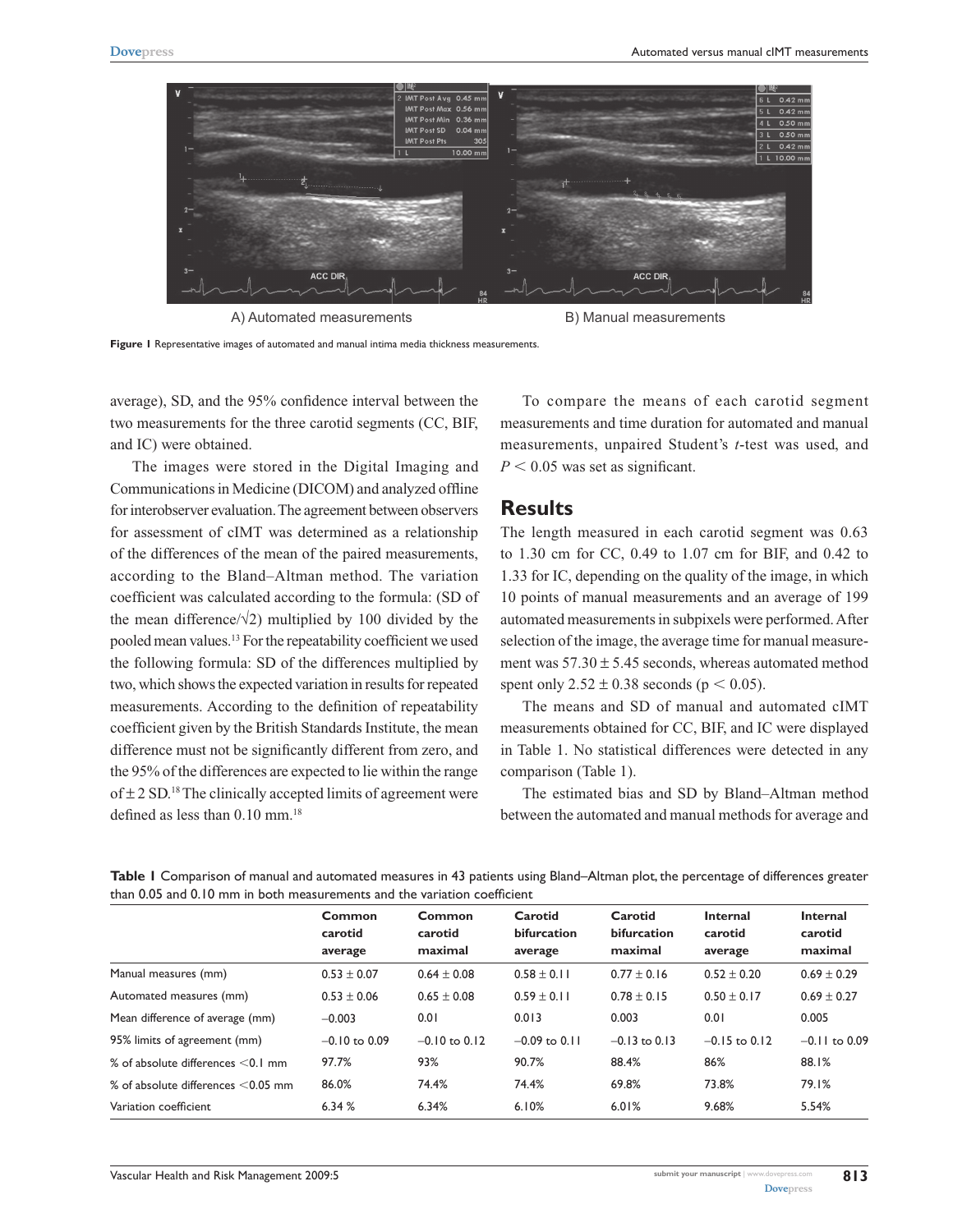A) Automated measurements B) Manual measurements

**Figure 1** Representative images of automated and manual intima media thickness measurements.

average), SD, and the 95% confidence interval between the two measurements for the three carotid segments (CC, BIF, and IC) were obtained.

The images were stored in the Digital Imaging and Communications in Medicine (DICOM) and analyzed offline for interobserver evaluation. The agreement between observers for assessment of cIMT was determined as a relationship of the differences of the mean of the paired measurements, according to the Bland–Altman method. The variation coefficient was calculated according to the formula: (SD of the mean difference/$\sqrt{2}$) multiplied by 100 divided by the pooled mean values.[13] For the repeatability coefficient we used the following formula: SD of the differences multiplied by two, which shows the expected variation in results for repeated measurements. According to the definition of repeatability coefficient given by the British Standards Institute, the mean difference must not be significantly different from zero, and the 95% of the differences are expected to lie within the range of ± 2 SD.[18] The clinically accepted limits of agreement were defined as less than 0.10 mm.[18]

To compare the means of each carotid segment measurements and time duration for automated and manual measurements, unpaired Student's *t*-test was used, and $P < 0.05$ was set as significant.

## Results

The length measured in each carotid segment was 0.63 to 1.30 cm for CC, 0.49 to 1.07 cm for BIF, and 0.42 to 1.33 for IC, depending on the quality of the image, in which 10 points of manual measurements and an average of 199 automated measurements in subpixels were performed. After selection of the image, the average time for manual measurement was 57.30 ± 5.45 seconds, whereas automated method spent only 2.52 ± 0.38 seconds ($p < 0.05$).

The means and SD of manual and automated cIMT measurements obtained for CC, BIF, and IC were displayed in Table 1. No statistical differences were detected in any comparison (Table 1).

The estimated bias and SD by Bland–Altman method between the automated and manual methods for average and

**Table 1** Comparison of manual and automated measures in 43 patients using Bland–Altman plot, the percentage of differences greater than 0.05 and 0.10 mm in both measurements and the variation coefficient

| | Common carotid average | Common carotid maximal | Carotid bifurcation average | Carotid bifurcation maximal | Internal carotid average | Internal carotid maximal |
|---|---|---|---|---|---|---|
| Manual measures (mm) | 0.53 ± 0.07 | 0.64 ± 0.08 | 0.58 ± 0.11 | 0.77 ± 0.16 | 0.52 ± 0.20 | 0.69 ± 0.29 |
| Automated measures (mm) | 0.53 ± 0.06 | 0.65 ± 0.08 | 0.59 ± 0.11 | 0.78 ± 0.15 | 0.50 ± 0.17 | 0.69 ± 0.27 |
| Mean difference of average (mm) | –0.003 | 0.01 | 0.013 | 0.003 | 0.01 | 0.005 |
| 95% limits of agreement (mm) | –0.10 to 0.09 | –0.10 to 0.12 | –0.09 to 0.11 | –0.13 to 0.13 | –0.15 to 0.12 | –0.11 to 0.09 |
| % of absolute differences <0.1 mm | 97.7% | 93% | 90.7% | 88.4% | 86% | 88.1% |
| % of absolute differences <0.05 mm | 86.0% | 74.4% | 74.4% | 69.8% | 73.8% | 79.1% |
| Variation coefficient | 6.34 % | 6.34% | 6.10% | 6.01% | 9.68% | 5.54% |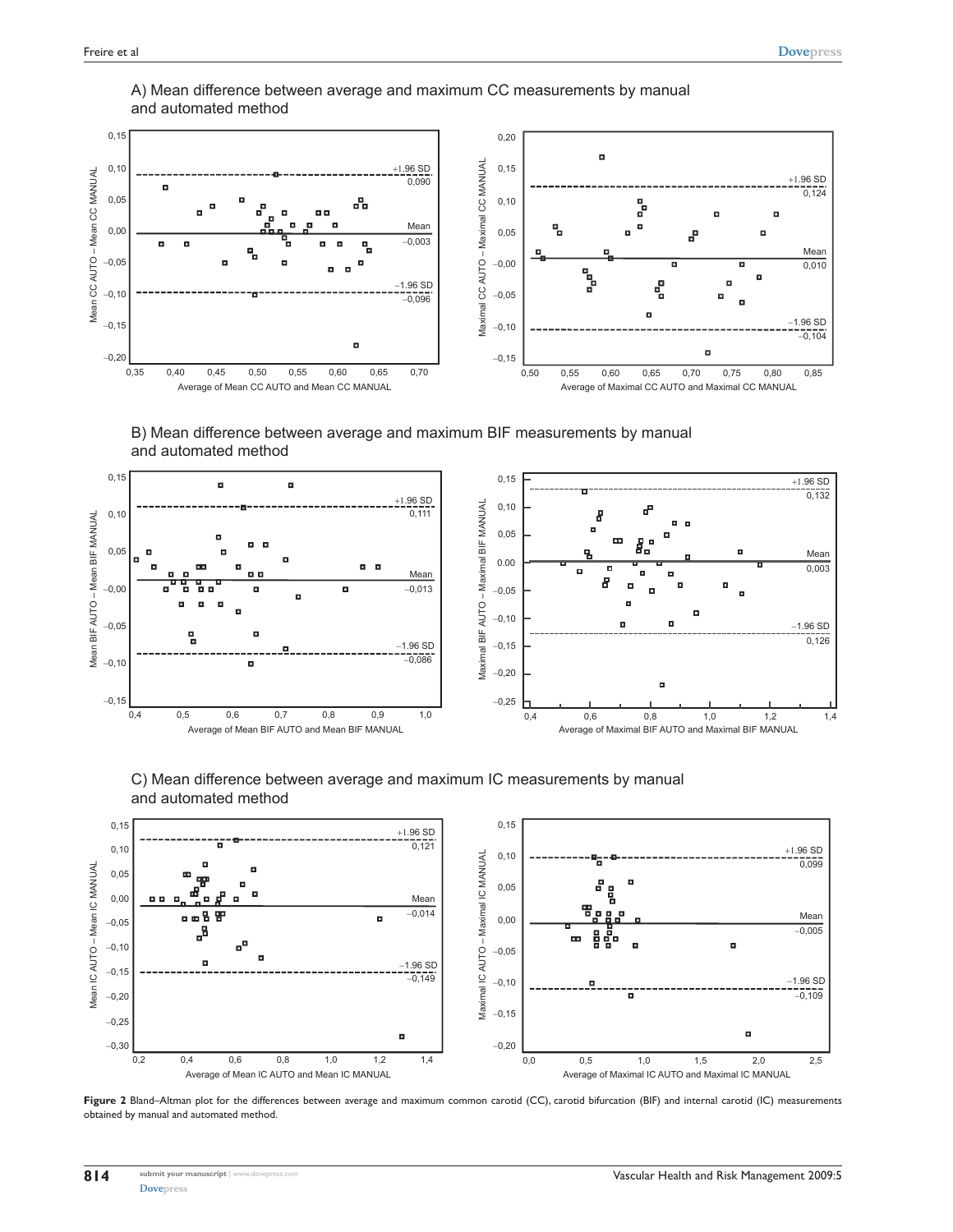A) Mean difference between average and maximum CC measurements by manual and automated method

B) Mean difference between average and maximum BIF measurements by manual and automated method

C) Mean difference between average and maximum IC measurements by manual and automated method

**Figure 2** Bland–Altman plot for the differences between average and maximum common carotid (CC), carotid bifurcation (BIF) and internal carotid (IC) measurements obtained by manual and automated method.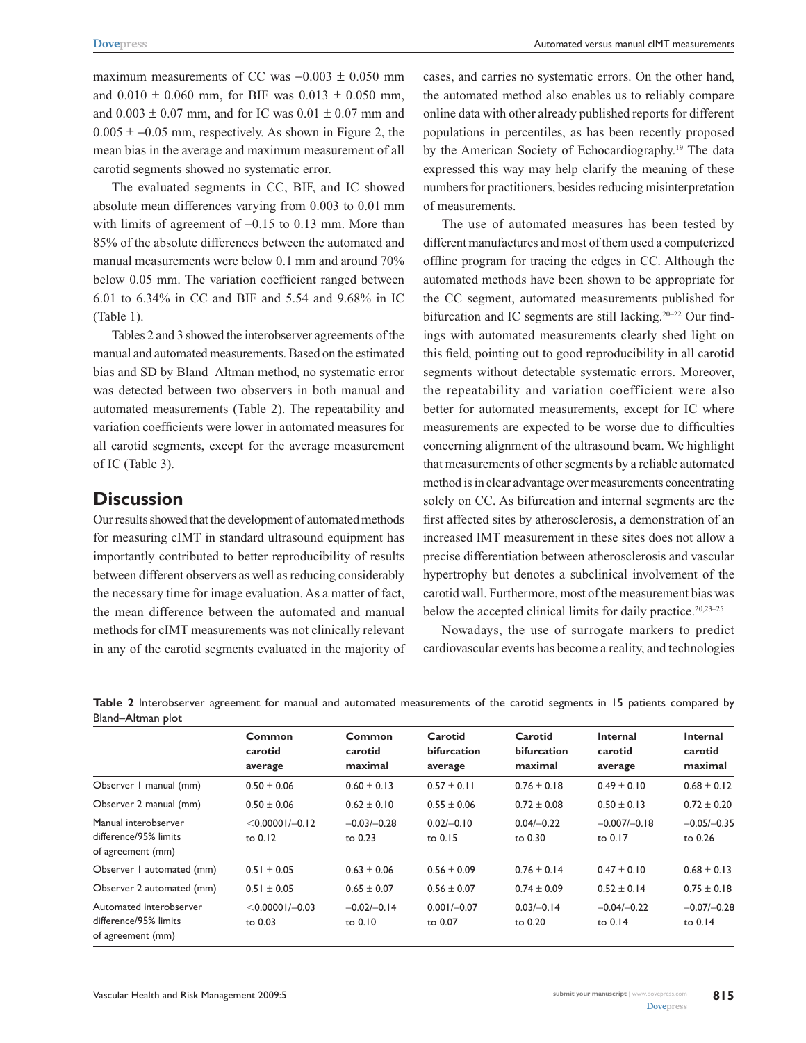maximum measurements of CC was −0.003 ± 0.050 mm and 0.010 ± 0.060 mm, for BIF was 0.013 ± 0.050 mm, and 0.003 ± 0.07 mm, and for IC was 0.01 ± 0.07 mm and 0.005 ± −0.05 mm, respectively. As shown in Figure 2, the mean bias in the average and maximum measurement of all carotid segments showed no systematic error.

The evaluated segments in CC, BIF, and IC showed absolute mean differences varying from 0.003 to 0.01 mm with limits of agreement of −0.15 to 0.13 mm. More than 85% of the absolute differences between the automated and manual measurements were below 0.1 mm and around 70% below 0.05 mm. The variation coefficient ranged between 6.01 to 6.34% in CC and BIF and 5.54 and 9.68% in IC (Table 1).

Tables 2 and 3 showed the interobserver agreements of the manual and automated measurements. Based on the estimated bias and SD by Bland–Altman method, no systematic error was detected between two observers in both manual and automated measurements (Table 2). The repeatability and variation coefficients were lower in automated measures for all carotid segments, except for the average measurement of IC (Table 3).

## Discussion

Our results showed that the development of automated methods for measuring cIMT in standard ultrasound equipment has importantly contributed to better reproducibility of results between different observers as well as reducing considerably the necessary time for image evaluation. As a matter of fact, the mean difference between the automated and manual methods for cIMT measurements was not clinically relevant in any of the carotid segments evaluated in the majority of cases, and carries no systematic errors. On the other hand, the automated method also enables us to reliably compare online data with other already published reports for different populations in percentiles, as has been recently proposed by the American Society of Echocardiography.[19] The data expressed this way may help clarify the meaning of these numbers for practitioners, besides reducing misinterpretation of measurements.

The use of automated measures has been tested by different manufactures and most of them used a computerized offline program for tracing the edges in CC. Although the automated methods have been shown to be appropriate for the CC segment, automated measurements published for bifurcation and IC segments are still lacking.[20–22] Our findings with automated measurements clearly shed light on this field, pointing out to good reproducibility in all carotid segments without detectable systematic errors. Moreover, the repeatability and variation coefficient were also better for automated measurements, except for IC where measurements are expected to be worse due to difficulties concerning alignment of the ultrasound beam. We highlight that measurements of other segments by a reliable automated method is in clear advantage over measurements concentrating solely on CC. As bifurcation and internal segments are the first affected sites by atherosclerosis, a demonstration of an increased IMT measurement in these sites does not allow a precise differentiation between atherosclerosis and vascular hypertrophy but denotes a subclinical involvement of the carotid wall. Furthermore, most of the measurement bias was below the accepted clinical limits for daily practice.[20,23–25]

Nowadays, the use of surrogate markers to predict cardiovascular events has become a reality, and technologies

**Table 2** Interobserver agreement for manual and automated measurements of the carotid segments in 15 patients compared by Bland–Altman plot

| | Common carotid average | Common carotid maximal | Carotid bifurcation average | Carotid bifurcation maximal | Internal carotid average | Internal carotid maximal |
|---|---|---|---|---|---|---|
| Observer 1 manual (mm) | 0.50 ± 0.06 | 0.60 ± 0.13 | 0.57 ± 0.11 | 0.76 ± 0.18 | 0.49 ± 0.10 | 0.68 ± 0.12 |
| Observer 2 manual (mm) | 0.50 ± 0.06 | 0.62 ± 0.10 | 0.55 ± 0.06 | 0.72 ± 0.08 | 0.50 ± 0.13 | 0.72 ± 0.20 |
| Manual interobserver difference/95% limits of agreement (mm) | <0.00001/−0.12 to 0.12 | −0.03/−0.28 to 0.23 | 0.02/−0.10 to 0.15 | 0.04/−0.22 to 0.30 | −0.007/−0.18 to 0.17 | −0.05/−0.35 to 0.26 |
| Observer 1 automated (mm) | 0.51 ± 0.05 | 0.63 ± 0.06 | 0.56 ± 0.09 | 0.76 ± 0.14 | 0.47 ± 0.10 | 0.68 ± 0.13 |
| Observer 2 automated (mm) | 0.51 ± 0.05 | 0.65 ± 0.07 | 0.56 ± 0.07 | 0.74 ± 0.09 | 0.52 ± 0.14 | 0.75 ± 0.18 |
| Automated interobserver difference/95% limits of agreement (mm) | <0.00001/−0.03 to 0.03 | −0.02/−0.14 to 0.10 | 0.001/−0.07 to 0.07 | 0.03/−0.14 to 0.20 | −0.04/−0.22 to 0.14 | −0.07/−0.28 to 0.14 |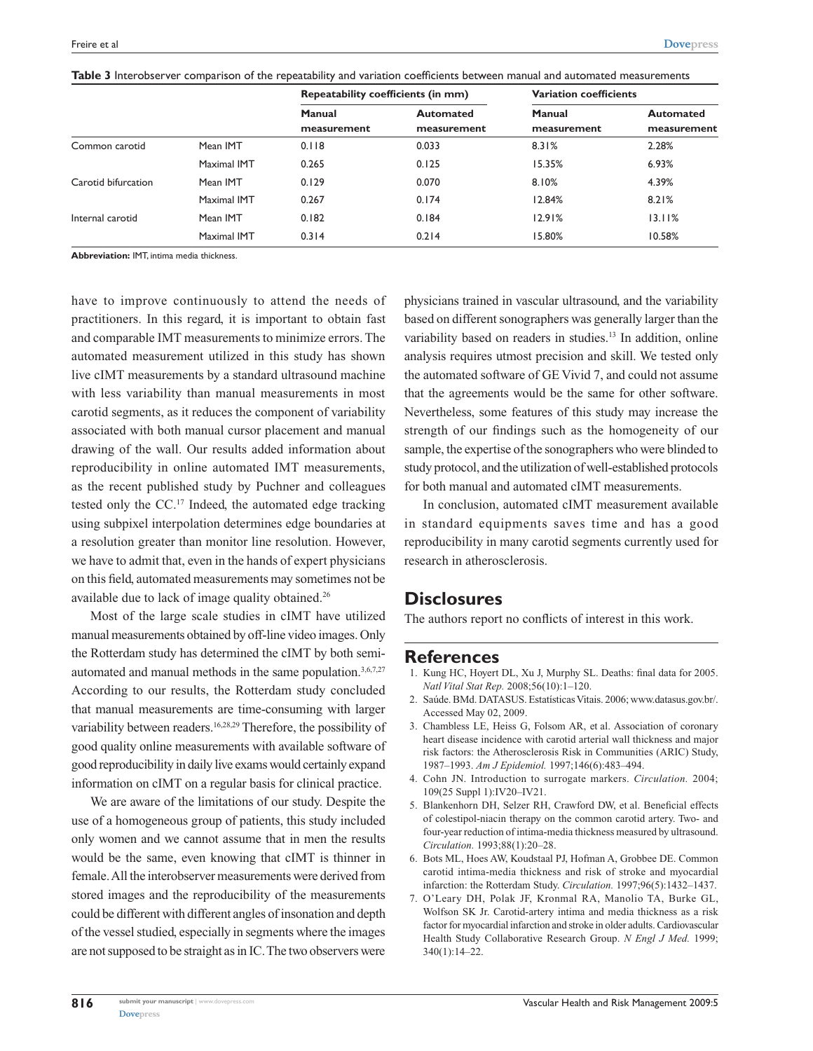**Table 3** Interobserver comparison of the repeatability and variation coefficients between manual and automated measurements

| | | Repeatability coefficients (in mm) | | Variation coefficients | |
|---|---|---|---|---|---|
| | | Manual measurement | Automated measurement | Manual measurement | Automated measurement |
| Common carotid | Mean IMT | 0.118 | 0.033 | 8.31% | 2.28% |
| | Maximal IMT | 0.265 | 0.125 | 15.35% | 6.93% |
| Carotid bifurcation | Mean IMT | 0.129 | 0.070 | 8.10% | 4.39% |
| | Maximal IMT | 0.267 | 0.174 | 12.84% | 8.21% |
| Internal carotid | Mean IMT | 0.182 | 0.184 | 12.91% | 13.11% |
| | Maximal IMT | 0.314 | 0.214 | 15.80% | 10.58% |

**Abbreviation:** IMT, intima media thickness.

have to improve continuously to attend the needs of practitioners. In this regard, it is important to obtain fast and comparable IMT measurements to minimize errors. The automated measurement utilized in this study has shown live cIMT measurements by a standard ultrasound machine with less variability than manual measurements in most carotid segments, as it reduces the component of variability associated with both manual cursor placement and manual drawing of the wall. Our results added information about reproducibility in online automated IMT measurements, as the recent published study by Puchner and colleagues tested only the CC.[17] Indeed, the automated edge tracking using subpixel interpolation determines edge boundaries at a resolution greater than monitor line resolution. However, we have to admit that, even in the hands of expert physicians on this field, automated measurements may sometimes not be available due to lack of image quality obtained.[26]

Most of the large scale studies in cIMT have utilized manual measurements obtained by off-line video images. Only the Rotterdam study has determined the cIMT by both semi-automated and manual methods in the same population.[3,6,7,27] According to our results, the Rotterdam study concluded that manual measurements are time-consuming with larger variability between readers.[16,28,29] Therefore, the possibility of good quality online measurements with available software of good reproducibility in daily live exams would certainly expand information on cIMT on a regular basis for clinical practice.

We are aware of the limitations of our study. Despite the use of a homogeneous group of patients, this study included only women and we cannot assume that in men the results would be the same, even knowing that cIMT is thinner in female. All the interobserver measurements were derived from stored images and the reproducibility of the measurements could be different with different angles of insonation and depth of the vessel studied, especially in segments where the images are not supposed to be straight as in IC. The two observers were physicians trained in vascular ultrasound, and the variability based on different sonographers was generally larger than the variability based on readers in studies.[13] In addition, online analysis requires utmost precision and skill. We tested only the automated software of GE Vivid 7, and could not assume that the agreements would be the same for other software. Nevertheless, some features of this study may increase the strength of our findings such as the homogeneity of our sample, the expertise of the sonographers who were blinded to study protocol, and the utilization of well-established protocols for both manual and automated cIMT measurements.

In conclusion, automated cIMT measurement available in standard equipments saves time and has a good reproducibility in many carotid segments currently used for research in atherosclerosis.

## Disclosures

The authors report no conflicts of interest in this work.

## References

1. Kung HC, Hoyert DL, Xu J, Murphy SL. Deaths: final data for 2005. *Natl Vital Stat Rep.* 2008;56(10):1–120.
2. Saúde. BMd. DATASUS. Estatísticas Vitais. 2006; www.datasus.gov.br/. Accessed May 02, 2009.
3. Chambless LE, Heiss G, Folsom AR, et al. Association of coronary heart disease incidence with carotid arterial wall thickness and major risk factors: the Atherosclerosis Risk in Communities (ARIC) Study, 1987–1993. *Am J Epidemiol.* 1997;146(6):483–494.
4. Cohn JN. Introduction to surrogate markers. *Circulation.* 2004; 109(25 Suppl 1):IV20–IV21.
5. Blankenhorn DH, Selzer RH, Crawford DW, et al. Beneficial effects of colestipol-niacin therapy on the common carotid artery. Two- and four-year reduction of intima-media thickness measured by ultrasound. *Circulation.* 1993;88(1):20–28.
6. Bots ML, Hoes AW, Koudstaal PJ, Hofman A, Grobbee DE. Common carotid intima-media thickness and risk of stroke and myocardial infarction: the Rotterdam Study. *Circulation.* 1997;96(5):1432–1437.
7. O'Leary DH, Polak JF, Kronmal RA, Manolio TA, Burke GL, Wolfson SK Jr. Carotid-artery intima and media thickness as a risk factor for myocardial infarction and stroke in older adults. Cardiovascular Health Study Collaborative Research Group. *N Engl J Med.* 1999; 340(1):14–22.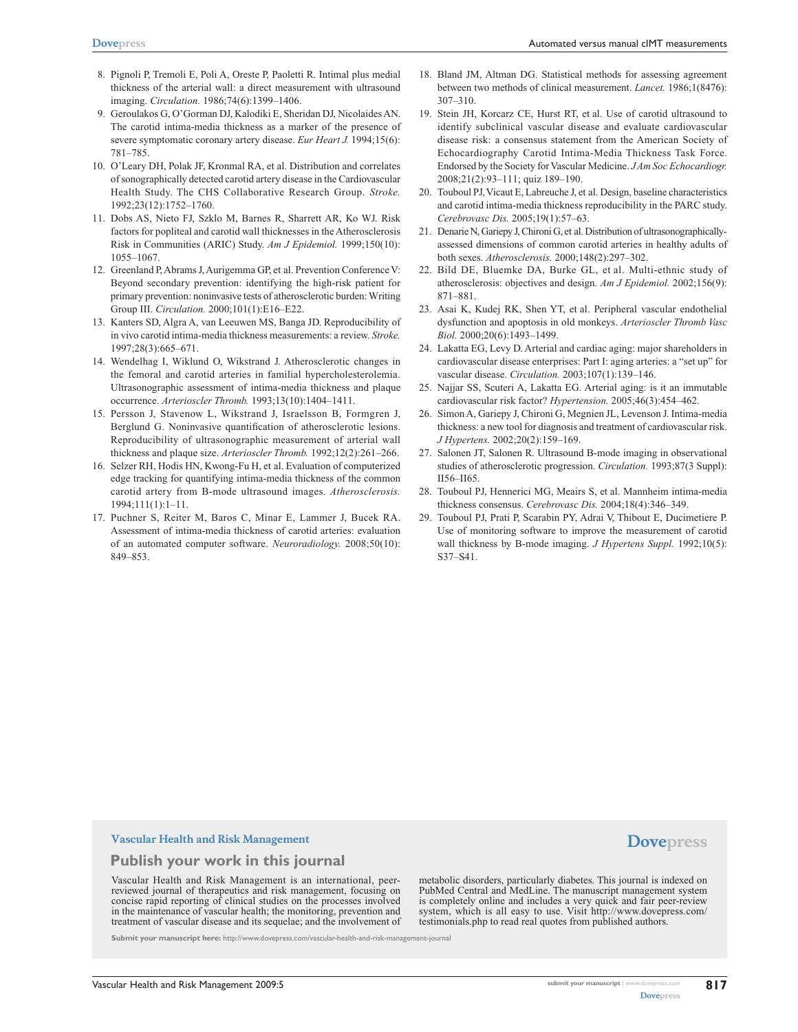8. Pignoli P, Tremoli E, Poli A, Oreste P, Paoletti R. Intimal plus medial thickness of the arterial wall: a direct measurement with ultrasound imaging. *Circulation.* 1986;74(6):1399–1406.
9. Geroulakos G, O'Gorman DJ, Kalodiki E, Sheridan DJ, Nicolaides AN. The carotid intima-media thickness as a marker of the presence of severe symptomatic coronary artery disease. *Eur Heart J.* 1994;15(6):781–785.
10. O'Leary DH, Polak JF, Kronmal RA, et al. Distribution and correlates of sonographically detected carotid artery disease in the Cardiovascular Health Study. The CHS Collaborative Research Group. *Stroke.* 1992;23(12):1752–1760.
11. Dobs AS, Nieto FJ, Szklo M, Barnes R, Sharrett AR, Ko WJ. Risk factors for popliteal and carotid wall thicknesses in the Atherosclerosis Risk in Communities (ARIC) Study. *Am J Epidemiol.* 1999;150(10):1055–1067.
12. Greenland P, Abrams J, Aurigemma GP, et al. Prevention Conference V: Beyond secondary prevention: identifying the high-risk patient for primary prevention: noninvasive tests of atherosclerotic burden: Writing Group III. *Circulation.* 2000;101(1):E16–E22.
13. Kanters SD, Algra A, van Leeuwen MS, Banga JD. Reproducibility of in vivo carotid intima-media thickness measurements: a review. *Stroke.* 1997;28(3):665–671.
14. Wendelhag I, Wiklund O, Wikstrand J. Atherosclerotic changes in the femoral and carotid arteries in familial hypercholesterolemia. Ultrasonographic assessment of intima-media thickness and plaque occurrence. *Arterioscler Thromb.* 1993;13(10):1404–1411.
15. Persson J, Stavenow L, Wikstrand J, Israelsson B, Formgren J, Berglund G. Noninvasive quantification of atherosclerotic lesions. Reproducibility of ultrasonographic measurement of arterial wall thickness and plaque size. *Arterioscler Thromb.* 1992;12(2):261–266.
16. Selzer RH, Hodis HN, Kwong-Fu H, et al. Evaluation of computerized edge tracking for quantifying intima-media thickness of the common carotid artery from B-mode ultrasound images. *Atherosclerosis.* 1994;111(1):1–11.
17. Puchner S, Reiter M, Baros C, Minar E, Lammer J, Bucek RA. Assessment of intima-media thickness of carotid arteries: evaluation of an automated computer software. *Neuroradiology.* 2008;50(10):849–853.
18. Bland JM, Altman DG. Statistical methods for assessing agreement between two methods of clinical measurement. *Lancet.* 1986;1(8476):307–310.
19. Stein JH, Korcarz CE, Hurst RT, et al. Use of carotid ultrasound to identify subclinical vascular disease and evaluate cardiovascular disease risk: a consensus statement from the American Society of Echocardiography Carotid Intima-Media Thickness Task Force. Endorsed by the Society for Vascular Medicine. *J Am Soc Echocardiogr.* 2008;21(2):93–111; quiz 189–190.
20. Touboul PJ, Vicaut E, Labreuche J, et al. Design, baseline characteristics and carotid intima-media thickness reproducibility in the PARC study. *Cerebrovasc Dis.* 2005;19(1):57–63.
21. Denarie N, Gariepy J, Chironi G, et al. Distribution of ultrasonographically-assessed dimensions of common carotid arteries in healthy adults of both sexes. *Atherosclerosis.* 2000;148(2):297–302.
22. Bild DE, Bluemke DA, Burke GL, et al. Multi-ethnic study of atherosclerosis: objectives and design. *Am J Epidemiol.* 2002;156(9):871–881.
23. Asai K, Kudej RK, Shen YT, et al. Peripheral vascular endothelial dysfunction and apoptosis in old monkeys. *Arterioscler Thromb Vasc Biol.* 2000;20(6):1493–1499.
24. Lakatta EG, Levy D. Arterial and cardiac aging: major shareholders in cardiovascular disease enterprises: Part I: aging arteries: a "set up" for vascular disease. *Circulation.* 2003;107(1):139–146.
25. Najjar SS, Scuteri A, Lakatta EG. Arterial aging: is it an immutable cardiovascular risk factor? *Hypertension.* 2005;46(3):454–462.
26. Simon A, Gariepy J, Chironi G, Megnien JL, Levenson J. Intima-media thickness: a new tool for diagnosis and treatment of cardiovascular risk. *J Hypertens.* 2002;20(2):159–169.
27. Salonen JT, Salonen R. Ultrasound B-mode imaging in observational studies of atherosclerotic progression. *Circulation.* 1993;87(3 Suppl):II56–II65.
28. Touboul PJ, Hennerici MG, Meairs S, et al. Mannheim intima-media thickness consensus. *Cerebrovasc Dis.* 2004;18(4):346–349.
29. Touboul PJ, Prati P, Scarabin PY, Adrai V, Thibout E, Ducimetiere P. Use of monitoring software to improve the measurement of carotid wall thickness by B-mode imaging. *J Hypertens Suppl.* 1992;10(5):S37–S41.

**Vascular Health and Risk Management**

## Publish your work in this journal

Vascular Health and Risk Management is an international, peer-reviewed journal of therapeutics and risk management, focusing on concise rapid reporting of clinical studies on the processes involved in the maintenance of vascular health; the monitoring, prevention and treatment of vascular disease and its sequelae; and the involvement of metabolic disorders, particularly diabetes. This journal is indexed on PubMed Central and MedLine. The manuscript management system is completely online and includes a very quick and fair peer-review system, which is all easy to use. Visit http://www.dovepress.com/testimonials.php to read real quotes from published authors.

**Submit your manuscript here:** http://www.dovepress.com/vascular-health-and-risk-management-journal